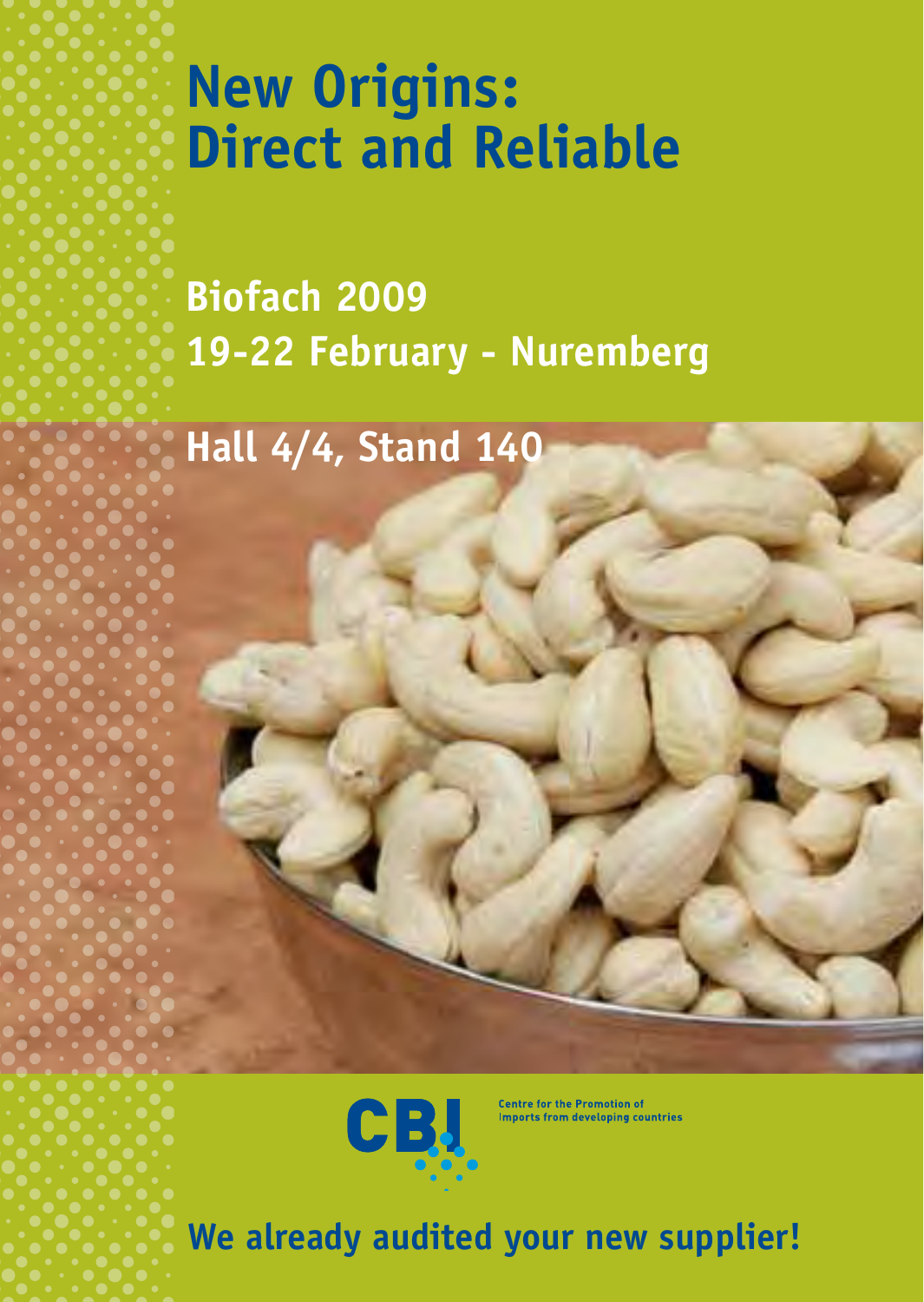# New Origins: Direct and Reliable

## Biofach 2009
## 19-22 February - Nuremberg

## Hall 4/4, Stand 140

CBI

Centre for the Promotion of Imports from developing countries

**We already audited your new supplier!**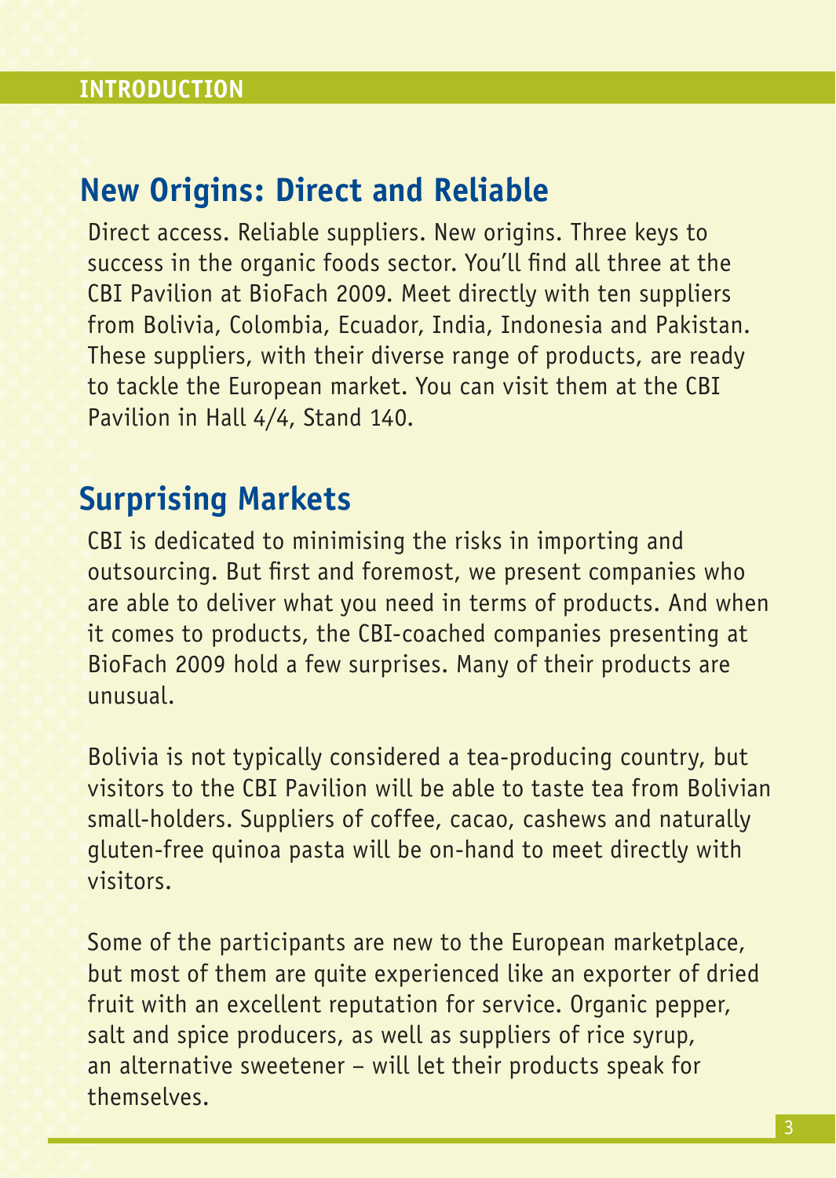## INTRODUCTION

# New Origins: Direct and Reliable

Direct access. Reliable suppliers. New origins. Three keys to success in the organic foods sector. You'll find all three at the CBI Pavilion at BioFach 2009. Meet directly with ten suppliers from Bolivia, Colombia, Ecuador, India, Indonesia and Pakistan. These suppliers, with their diverse range of products, are ready to tackle the European market. You can visit them at the CBI Pavilion in Hall 4/4, Stand 140.

# Surprising Markets

CBI is dedicated to minimising the risks in importing and outsourcing. But first and foremost, we present companies who are able to deliver what you need in terms of products. And when it comes to products, the CBI-coached companies presenting at BioFach 2009 hold a few surprises. Many of their products are unusual.

Bolivia is not typically considered a tea-producing country, but visitors to the CBI Pavilion will be able to taste tea from Bolivian small-holders. Suppliers of coffee, cacao, cashews and naturally gluten-free quinoa pasta will be on-hand to meet directly with visitors.

Some of the participants are new to the European marketplace, but most of them are quite experienced like an exporter of dried fruit with an excellent reputation for service. Organic pepper, salt and spice producers, as well as suppliers of rice syrup, an alternative sweetener – will let their products speak for themselves.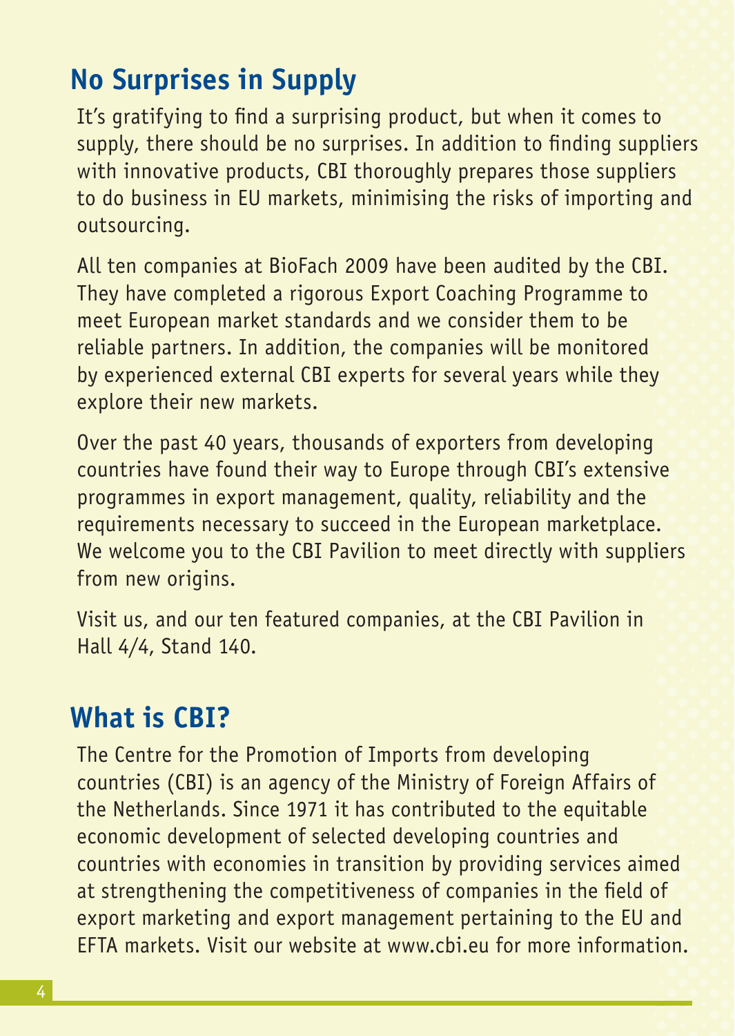## No Surprises in Supply

It's gratifying to find a surprising product, but when it comes to supply, there should be no surprises. In addition to finding suppliers with innovative products, CBI thoroughly prepares those suppliers to do business in EU markets, minimising the risks of importing and outsourcing.

All ten companies at BioFach 2009 have been audited by the CBI. They have completed a rigorous Export Coaching Programme to meet European market standards and we consider them to be reliable partners. In addition, the companies will be monitored by experienced external CBI experts for several years while they explore their new markets.

Over the past 40 years, thousands of exporters from developing countries have found their way to Europe through CBI's extensive programmes in export management, quality, reliability and the requirements necessary to succeed in the European marketplace. We welcome you to the CBI Pavilion to meet directly with suppliers from new origins.

Visit us, and our ten featured companies, at the CBI Pavilion in Hall 4/4, Stand 140.

## What is CBI?

The Centre for the Promotion of Imports from developing countries (CBI) is an agency of the Ministry of Foreign Affairs of the Netherlands. Since 1971 it has contributed to the equitable economic development of selected developing countries and countries with economies in transition by providing services aimed at strengthening the competitiveness of companies in the field of export marketing and export management pertaining to the EU and EFTA markets. Visit our website at www.cbi.eu for more information.